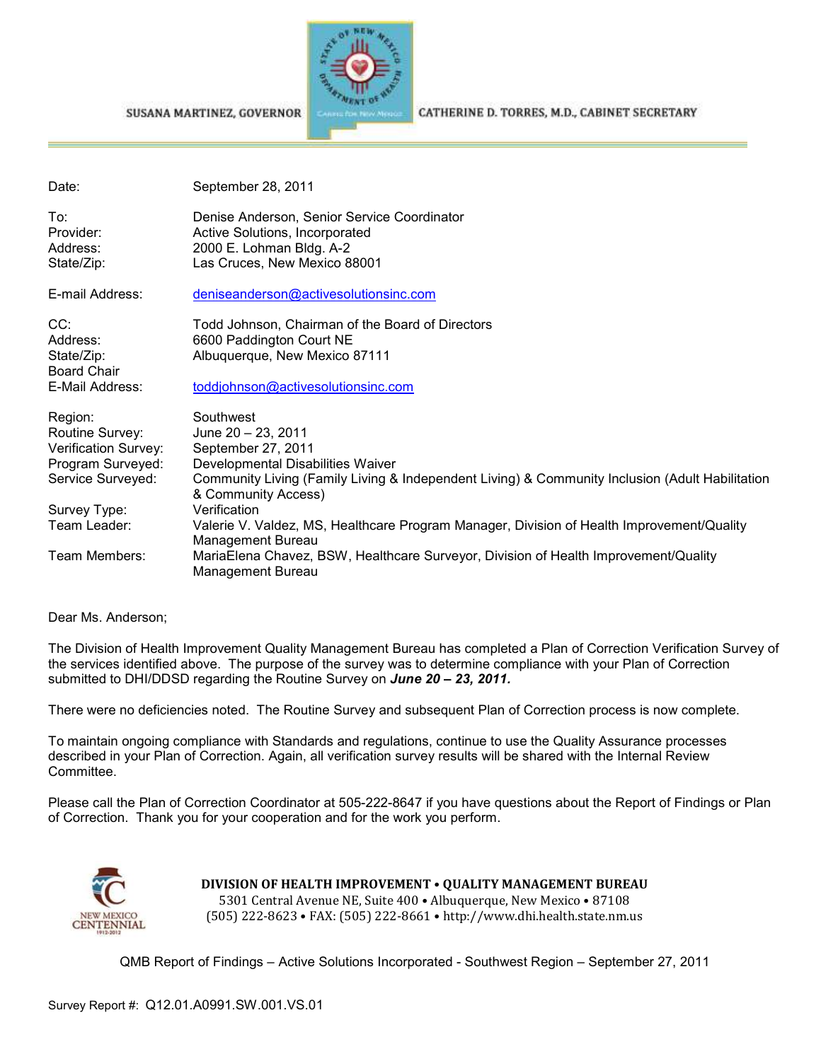SUSANA MARTINEZ, GOVERNOR

CATHERINE D. TORRES, M.D., CABINET SECRETARY

| | |
|---|---|
| Date: | September 28, 2011 |
| To: | Denise Anderson, Senior Service Coordinator |
| Provider: | Active Solutions, Incorporated |
| Address: | 2000 E. Lohman Bldg. A-2 |
| State/Zip: | Las Cruces, New Mexico 88001 |
| E-mail Address: | deniseanderson@activesolutionsinc.com |
| CC: | Todd Johnson, Chairman of the Board of Directors |
| Address: | 6600 Paddington Court NE |
| State/Zip: | Albuquerque, New Mexico 87111 |
| Board Chair | |
| E-Mail Address: | toddjohnson@activesolutionsinc.com |
| Region: | Southwest |
| Routine Survey: | June 20 – 23, 2011 |
| Verification Survey: | September 27, 2011 |
| Program Surveyed: | Developmental Disabilities Waiver |
| Service Surveyed: | Community Living (Family Living & Independent Living) & Community Inclusion (Adult Habilitation & Community Access) |
| Survey Type: | Verification |
| Team Leader: | Valerie V. Valdez, MS, Healthcare Program Manager, Division of Health Improvement/Quality Management Bureau |
| Team Members: | MariaElena Chavez, BSW, Healthcare Surveyor, Division of Health Improvement/Quality Management Bureau |

Dear Ms. Anderson;

The Division of Health Improvement Quality Management Bureau has completed a Plan of Correction Verification Survey of the services identified above. The purpose of the survey was to determine compliance with your Plan of Correction submitted to DHI/DDSD regarding the Routine Survey on ***June 20 – 23, 2011.***

There were no deficiencies noted. The Routine Survey and subsequent Plan of Correction process is now complete.

To maintain ongoing compliance with Standards and regulations, continue to use the Quality Assurance processes described in your Plan of Correction. Again, all verification survey results will be shared with the Internal Review Committee.

Please call the Plan of Correction Coordinator at 505-222-8647 if you have questions about the Report of Findings or Plan of Correction. Thank you for your cooperation and for the work you perform.

**DIVISION OF HEALTH IMPROVEMENT • QUALITY MANAGEMENT BUREAU**
5301 Central Avenue NE, Suite 400 • Albuquerque, New Mexico • 87108
(505) 222-8623 • FAX: (505) 222-8661 • http://www.dhi.health.state.nm.us

QMB Report of Findings – Active Solutions Incorporated - Southwest Region – September 27, 2011

Survey Report #: Q12.01.A0991.SW.001.VS.01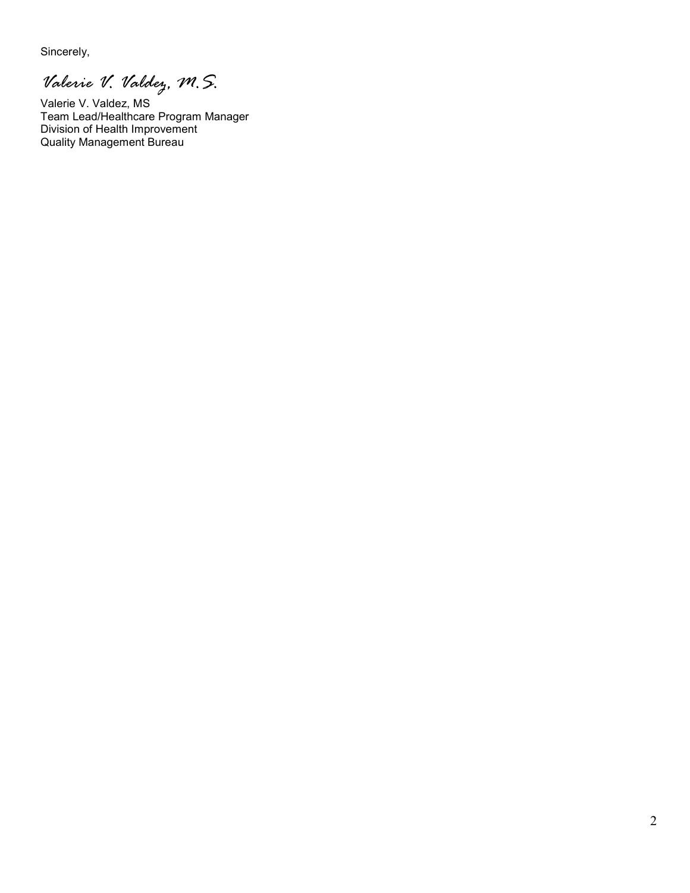Sincerely,

*Valerie V. Valdez, M.S.*

Valerie V. Valdez, MS
Team Lead/Healthcare Program Manager
Division of Health Improvement
Quality Management Bureau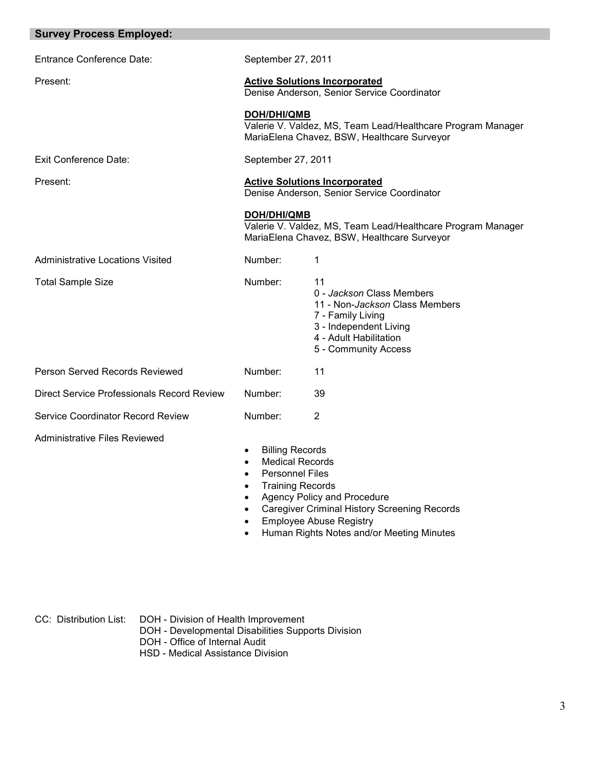## Survey Process Employed:

Entrance Conference Date: September 27, 2011

Present:

**Active Solutions Incorporated**
Denise Anderson, Senior Service Coordinator

**DOH/DHI/QMB**
Valerie V. Valdez, MS, Team Lead/Healthcare Program Manager
MariaElena Chavez, BSW, Healthcare Surveyor

Exit Conference Date: September 27, 2011

Present:

**Active Solutions Incorporated**
Denise Anderson, Senior Service Coordinator

**DOH/DHI/QMB**
Valerie V. Valdez, MS, Team Lead/Healthcare Program Manager
MariaElena Chavez, BSW, Healthcare Surveyor

Administrative Locations Visited — Number: 1

Total Sample Size — Number: 11
- 0 - *Jackson* Class Members
- 11 - Non-*Jackson* Class Members
- 7 - Family Living
- 3 - Independent Living
- 4 - Adult Habilitation
- 5 - Community Access

Person Served Records Reviewed — Number: 11

Direct Service Professionals Record Review — Number: 39

Service Coordinator Record Review — Number: 2

Administrative Files Reviewed

- Billing Records
- Medical Records
- Personnel Files
- Training Records
- Agency Policy and Procedure
- Caregiver Criminal History Screening Records
- Employee Abuse Registry
- Human Rights Notes and/or Meeting Minutes

CC: Distribution List:
DOH - Division of Health Improvement
DOH - Developmental Disabilities Supports Division
DOH - Office of Internal Audit
HSD - Medical Assistance Division